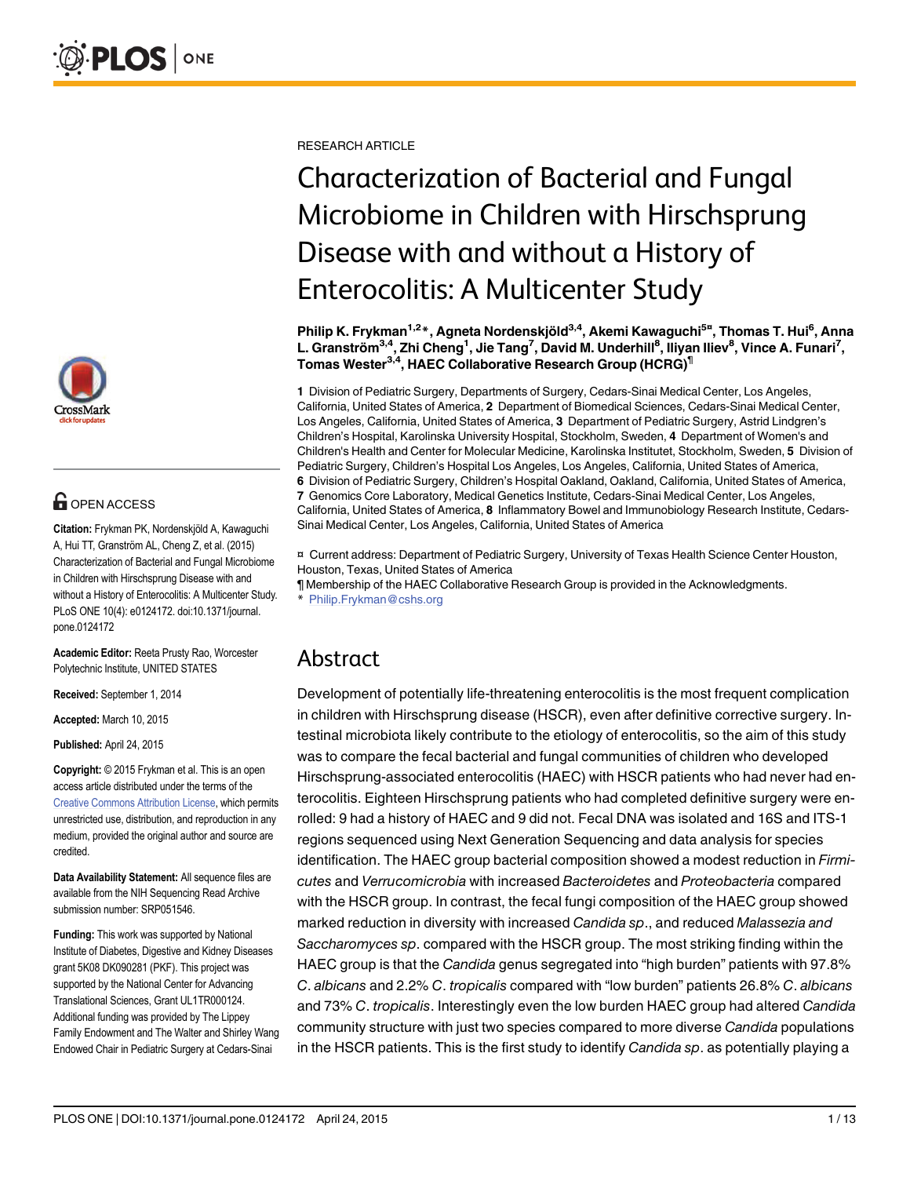RESEARCH ARTICLE

# Characterization of Bacterial and Fungal Microbiome in Children with Hirschsprung Disease with and without a History of Enterocolitis: A Multicenter Study

**Philip K. Frykman[1,2]*, Agneta Nordenskjöld[3,4], Akemi Kawaguchi[5]¤, Thomas T. Hui[6], Anna L. Granström[3,4], Zhi Cheng[1], Jie Tang[7], David M. Underhill[8], Iliyan Iliev[8], Vince A. Funari[7], Tomas Wester[3,4], HAEC Collaborative Research Group (HCRG)¶**

**1** Division of Pediatric Surgery, Departments of Surgery, Cedars-Sinai Medical Center, Los Angeles, California, United States of America, **2** Department of Biomedical Sciences, Cedars-Sinai Medical Center, Los Angeles, California, United States of America, **3** Department of Pediatric Surgery, Astrid Lindgren's Children's Hospital, Karolinska University Hospital, Stockholm, Sweden, **4** Department of Women's and Children's Health and Center for Molecular Medicine, Karolinska Institutet, Stockholm, Sweden, **5** Division of Pediatric Surgery, Children's Hospital Los Angeles, Los Angeles, California, United States of America, **6** Division of Pediatric Surgery, Children's Hospital Oakland, Oakland, California, United States of America, **7** Genomics Core Laboratory, Medical Genetics Institute, Cedars-Sinai Medical Center, Los Angeles, California, United States of America, **8** Inflammatory Bowel and Immunobiology Research Institute, Cedars-Sinai Medical Center, Los Angeles, California, United States of America

¤ Current address: Department of Pediatric Surgery, University of Texas Health Science Center Houston, Houston, Texas, United States of America

¶ Membership of the HAEC Collaborative Research Group is provided in the Acknowledgments.

* Philip.Frykman@cshs.org

OPEN ACCESS

**Citation:** Frykman PK, Nordenskjöld A, Kawaguchi A, Hui TT, Granström AL, Cheng Z, et al. (2015) Characterization of Bacterial and Fungal Microbiome in Children with Hirschsprung Disease with and without a History of Enterocolitis: A Multicenter Study. PLoS ONE 10(4): e0124172. doi:10.1371/journal.pone.0124172

**Academic Editor:** Reeta Prusty Rao, Worcester Polytechnic Institute, UNITED STATES

**Received:** September 1, 2014

**Accepted:** March 10, 2015

**Published:** April 24, 2015

**Copyright:** © 2015 Frykman et al. This is an open access article distributed under the terms of the Creative Commons Attribution License, which permits unrestricted use, distribution, and reproduction in any medium, provided the original author and source are credited.

**Data Availability Statement:** All sequence files are available from the NIH Sequencing Read Archive submission number: SRP051546.

**Funding:** This work was supported by National Institute of Diabetes, Digestive and Kidney Diseases grant 5K08 DK090281 (PKF). This project was supported by the National Center for Advancing Translational Sciences, Grant UL1TR000124. Additional funding was provided by The Lippey Family Endowment and The Walter and Shirley Wang Endowed Chair in Pediatric Surgery at Cedars-Sinai

## Abstract

Development of potentially life-threatening enterocolitis is the most frequent complication in children with Hirschsprung disease (HSCR), even after definitive corrective surgery. Intestinal microbiota likely contribute to the etiology of enterocolitis, so the aim of this study was to compare the fecal bacterial and fungal communities of children who developed Hirschsprung-associated enterocolitis (HAEC) with HSCR patients who had never had enterocolitis. Eighteen Hirschsprung patients who had completed definitive surgery were enrolled: 9 had a history of HAEC and 9 did not. Fecal DNA was isolated and 16S and ITS-1 regions sequenced using Next Generation Sequencing and data analysis for species identification. The HAEC group bacterial composition showed a modest reduction in *Firmicutes* and *Verrucomicrobia* with increased *Bacteroidetes* and *Proteobacteria* compared with the HSCR group. In contrast, the fecal fungi composition of the HAEC group showed marked reduction in diversity with increased *Candida sp*., and reduced *Malassezia and Saccharomyces sp*. compared with the HSCR group. The most striking finding within the HAEC group is that the *Candida* genus segregated into "high burden" patients with 97.8% *C. albicans* and 2.2% *C. tropicalis* compared with "low burden" patients 26.8% *C. albicans* and 73% *C. tropicalis*. Interestingly even the low burden HAEC group had altered *Candida* community structure with just two species compared to more diverse *Candida* populations in the HSCR patients. This is the first study to identify *Candida sp*. as potentially playing a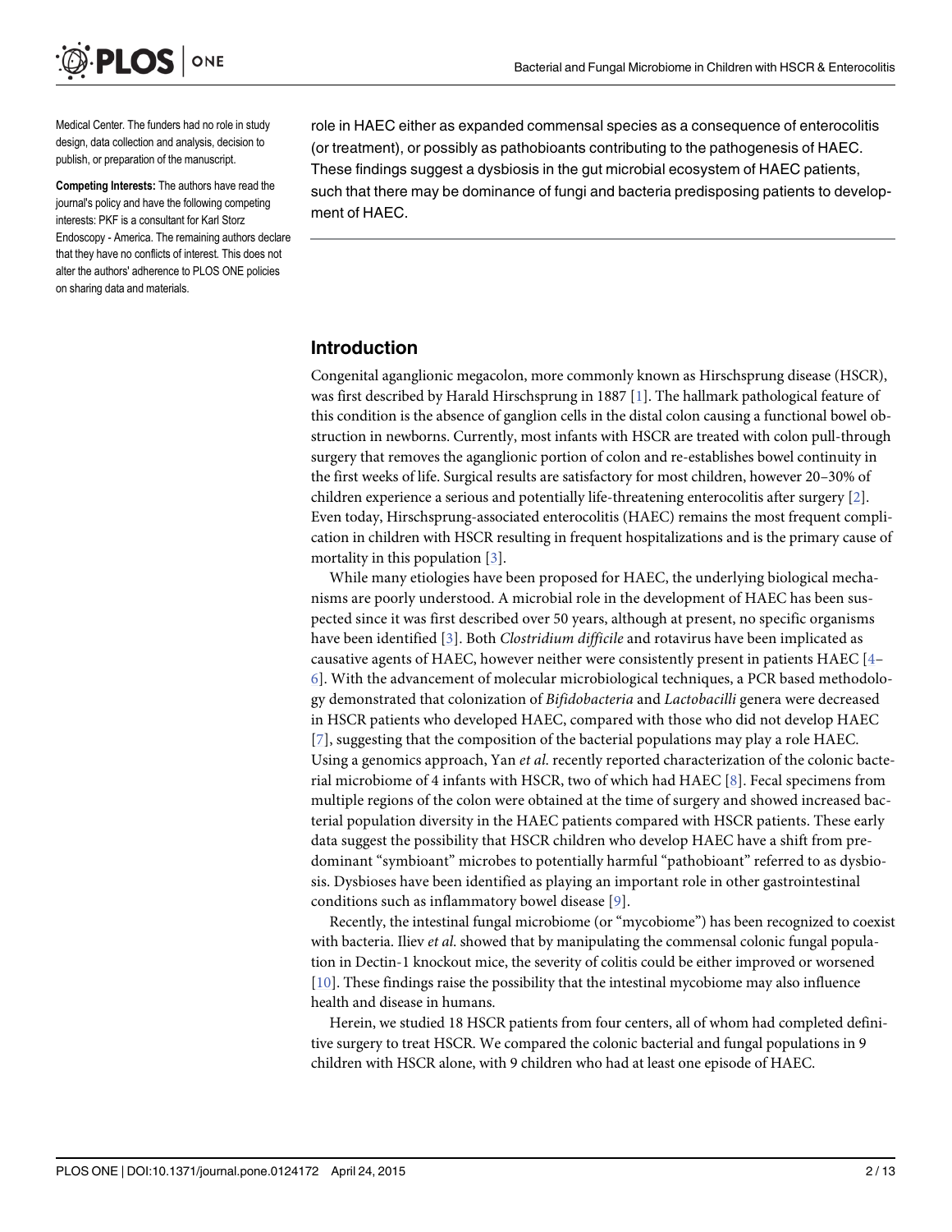Medical Center. The funders had no role in study design, data collection and analysis, decision to publish, or preparation of the manuscript.

**Competing Interests:** The authors have read the journal's policy and have the following competing interests: PKF is a consultant for Karl Storz Endoscopy - America. The remaining authors declare that they have no conflicts of interest. This does not alter the authors' adherence to PLOS ONE policies on sharing data and materials.

role in HAEC either as expanded commensal species as a consequence of enterocolitis (or treatment), or possibly as pathobioants contributing to the pathogenesis of HAEC. These findings suggest a dysbiosis in the gut microbial ecosystem of HAEC patients, such that there may be dominance of fungi and bacteria predisposing patients to development of HAEC.

## Introduction

Congenital aganglionic megacolon, more commonly known as Hirschsprung disease (HSCR), was first described by Harald Hirschsprung in 1887 [1]. The hallmark pathological feature of this condition is the absence of ganglion cells in the distal colon causing a functional bowel obstruction in newborns. Currently, most infants with HSCR are treated with colon pull-through surgery that removes the aganglionic portion of colon and re-establishes bowel continuity in the first weeks of life. Surgical results are satisfactory for most children, however 20–30% of children experience a serious and potentially life-threatening enterocolitis after surgery [2]. Even today, Hirschsprung-associated enterocolitis (HAEC) remains the most frequent complication in children with HSCR resulting in frequent hospitalizations and is the primary cause of mortality in this population [3].

While many etiologies have been proposed for HAEC, the underlying biological mechanisms are poorly understood. A microbial role in the development of HAEC has been suspected since it was first described over 50 years, although at present, no specific organisms have been identified [3]. Both *Clostridium difficile* and rotavirus have been implicated as causative agents of HAEC, however neither were consistently present in patients HAEC [4–6]. With the advancement of molecular microbiological techniques, a PCR based methodology demonstrated that colonization of *Bifidobacteria* and *Lactobacilli* genera were decreased in HSCR patients who developed HAEC, compared with those who did not develop HAEC [7], suggesting that the composition of the bacterial populations may play a role HAEC. Using a genomics approach, Yan *et al*. recently reported characterization of the colonic bacterial microbiome of 4 infants with HSCR, two of which had HAEC [8]. Fecal specimens from multiple regions of the colon were obtained at the time of surgery and showed increased bacterial population diversity in the HAEC patients compared with HSCR patients. These early data suggest the possibility that HSCR children who develop HAEC have a shift from predominant "symbioant" microbes to potentially harmful "pathobioant" referred to as dysbiosis. Dysbioses have been identified as playing an important role in other gastrointestinal conditions such as inflammatory bowel disease [9].

Recently, the intestinal fungal microbiome (or "mycobiome") has been recognized to coexist with bacteria. Iliev *et al*. showed that by manipulating the commensal colonic fungal population in Dectin-1 knockout mice, the severity of colitis could be either improved or worsened [10]. These findings raise the possibility that the intestinal mycobiome may also influence health and disease in humans.

Herein, we studied 18 HSCR patients from four centers, all of whom had completed definitive surgery to treat HSCR. We compared the colonic bacterial and fungal populations in 9 children with HSCR alone, with 9 children who had at least one episode of HAEC.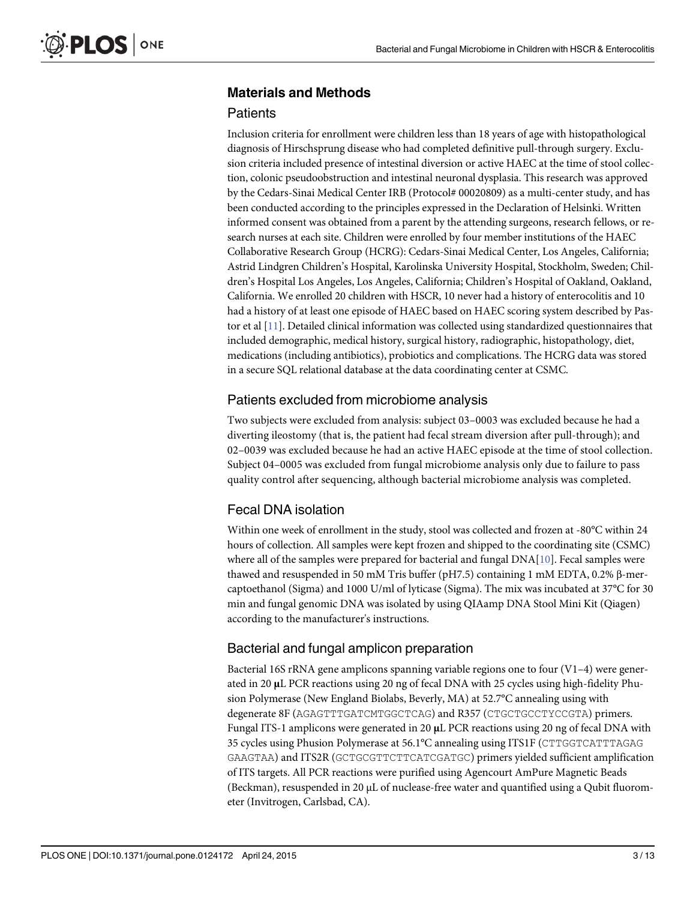## Materials and Methods

### Patients

Inclusion criteria for enrollment were children less than 18 years of age with histopathological diagnosis of Hirschsprung disease who had completed definitive pull-through surgery. Exclusion criteria included presence of intestinal diversion or active HAEC at the time of stool collection, colonic pseudoobstruction and intestinal neuronal dysplasia. This research was approved by the Cedars-Sinai Medical Center IRB (Protocol# 00020809) as a multi-center study, and has been conducted according to the principles expressed in the Declaration of Helsinki. Written informed consent was obtained from a parent by the attending surgeons, research fellows, or research nurses at each site. Children were enrolled by four member institutions of the HAEC Collaborative Research Group (HCRG): Cedars-Sinai Medical Center, Los Angeles, California; Astrid Lindgren Children's Hospital, Karolinska University Hospital, Stockholm, Sweden; Children's Hospital Los Angeles, Los Angeles, California; Children's Hospital of Oakland, Oakland, California. We enrolled 20 children with HSCR, 10 never had a history of enterocolitis and 10 had a history of at least one episode of HAEC based on HAEC scoring system described by Pastor et al [11]. Detailed clinical information was collected using standardized questionnaires that included demographic, medical history, surgical history, radiographic, histopathology, diet, medications (including antibiotics), probiotics and complications. The HCRG data was stored in a secure SQL relational database at the data coordinating center at CSMC.

### Patients excluded from microbiome analysis

Two subjects were excluded from analysis: subject 03–0003 was excluded because he had a diverting ileostomy (that is, the patient had fecal stream diversion after pull-through); and 02–0039 was excluded because he had an active HAEC episode at the time of stool collection. Subject 04–0005 was excluded from fungal microbiome analysis only due to failure to pass quality control after sequencing, although bacterial microbiome analysis was completed.

### Fecal DNA isolation

Within one week of enrollment in the study, stool was collected and frozen at -80°C within 24 hours of collection. All samples were kept frozen and shipped to the coordinating site (CSMC) where all of the samples were prepared for bacterial and fungal DNA[10]. Fecal samples were thawed and resuspended in 50 mM Tris buffer (pH7.5) containing 1 mM EDTA, 0.2% β-mercaptoethanol (Sigma) and 1000 U/ml of lyticase (Sigma). The mix was incubated at 37°C for 30 min and fungal genomic DNA was isolated by using QIAamp DNA Stool Mini Kit (Qiagen) according to the manufacturer's instructions.

### Bacterial and fungal amplicon preparation

Bacterial 16S rRNA gene amplicons spanning variable regions one to four (V1–4) were generated in 20 μL PCR reactions using 20 ng of fecal DNA with 25 cycles using high-fidelity Phusion Polymerase (New England Biolabs, Beverly, MA) at 52.7°C annealing using with degenerate 8F (AGAGTTTGATCMTGGCTCAG) and R357 (CTGCTGCCTYCCGTA) primers. Fungal ITS-1 amplicons were generated in 20 μL PCR reactions using 20 ng of fecal DNA with 35 cycles using Phusion Polymerase at 56.1°C annealing using ITS1F (CTTGGTCATTTAGAG GAAGTAA) and ITS2R (GCTGCGTTCTTCATCGATGC) primers yielded sufficient amplification of ITS targets. All PCR reactions were purified using Agencourt AmPure Magnetic Beads (Beckman), resuspended in 20 μL of nuclease-free water and quantified using a Qubit fluorometer (Invitrogen, Carlsbad, CA).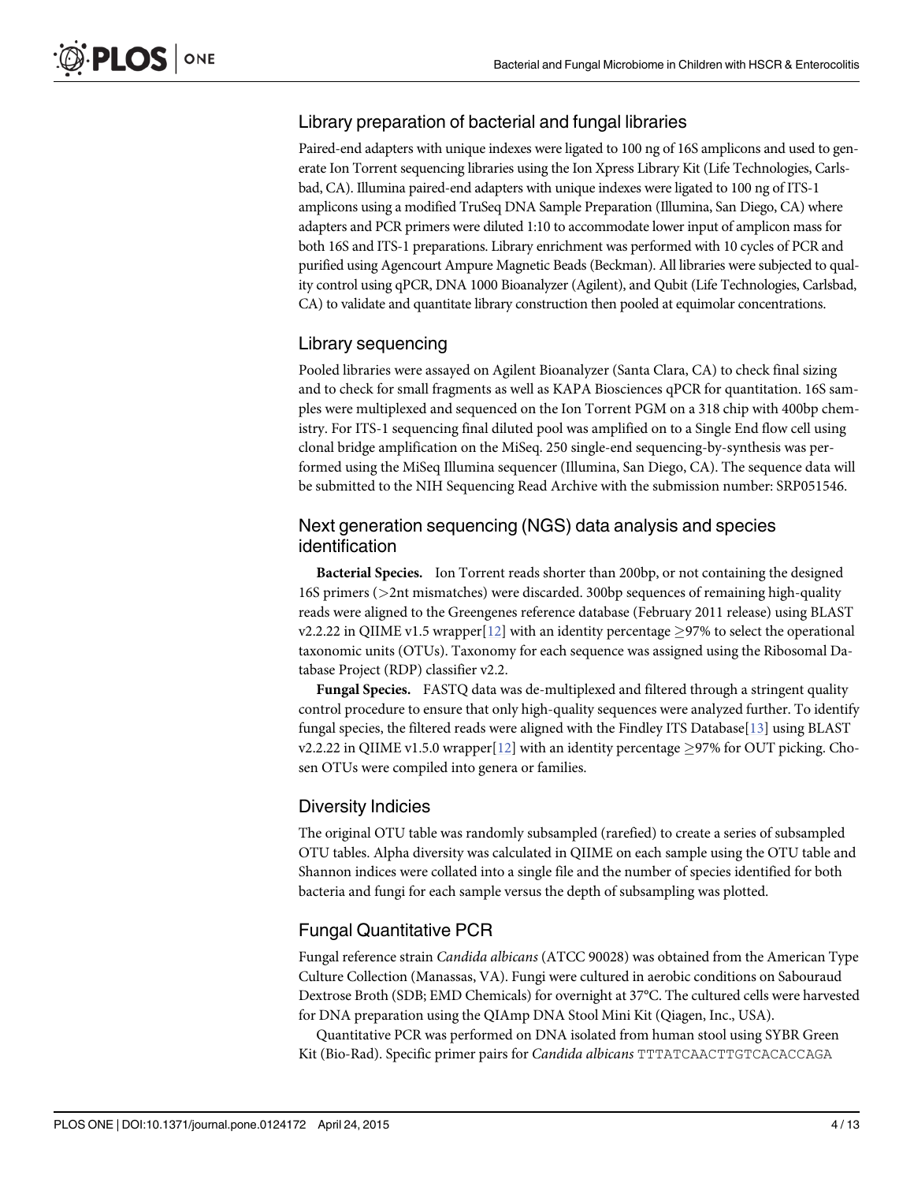## Library preparation of bacterial and fungal libraries

Paired-end adapters with unique indexes were ligated to 100 ng of 16S amplicons and used to generate Ion Torrent sequencing libraries using the Ion Xpress Library Kit (Life Technologies, Carlsbad, CA). Illumina paired-end adapters with unique indexes were ligated to 100 ng of ITS-1 amplicons using a modified TruSeq DNA Sample Preparation (Illumina, San Diego, CA) where adapters and PCR primers were diluted 1:10 to accommodate lower input of amplicon mass for both 16S and ITS-1 preparations. Library enrichment was performed with 10 cycles of PCR and purified using Agencourt Ampure Magnetic Beads (Beckman). All libraries were subjected to quality control using qPCR, DNA 1000 Bioanalyzer (Agilent), and Qubit (Life Technologies, Carlsbad, CA) to validate and quantitate library construction then pooled at equimolar concentrations.

## Library sequencing

Pooled libraries were assayed on Agilent Bioanalyzer (Santa Clara, CA) to check final sizing and to check for small fragments as well as KAPA Biosciences qPCR for quantitation. 16S samples were multiplexed and sequenced on the Ion Torrent PGM on a 318 chip with 400bp chemistry. For ITS-1 sequencing final diluted pool was amplified on to a Single End flow cell using clonal bridge amplification on the MiSeq. 250 single-end sequencing-by-synthesis was performed using the MiSeq Illumina sequencer (Illumina, San Diego, CA). The sequence data will be submitted to the NIH Sequencing Read Archive with the submission number: SRP051546.

## Next generation sequencing (NGS) data analysis and species identification

**Bacterial Species.** Ion Torrent reads shorter than 200bp, or not containing the designed 16S primers (>2nt mismatches) were discarded. 300bp sequences of remaining high-quality reads were aligned to the Greengenes reference database (February 2011 release) using BLAST v2.2.22 in QIIME v1.5 wrapper[12] with an identity percentage $\geq$97% to select the operational taxonomic units (OTUs). Taxonomy for each sequence was assigned using the Ribosomal Database Project (RDP) classifier v2.2.

**Fungal Species.** FASTQ data was de-multiplexed and filtered through a stringent quality control procedure to ensure that only high-quality sequences were analyzed further. To identify fungal species, the filtered reads were aligned with the Findley ITS Database[13] using BLAST v2.2.22 in QIIME v1.5.0 wrapper[12] with an identity percentage $\geq$97% for OUT picking. Chosen OTUs were compiled into genera or families.

## Diversity Indicies

The original OTU table was randomly subsampled (rarefied) to create a series of subsampled OTU tables. Alpha diversity was calculated in QIIME on each sample using the OTU table and Shannon indices were collated into a single file and the number of species identified for both bacteria and fungi for each sample versus the depth of subsampling was plotted.

## Fungal Quantitative PCR

Fungal reference strain *Candida albicans* (ATCC 90028) was obtained from the American Type Culture Collection (Manassas, VA). Fungi were cultured in aerobic conditions on Sabouraud Dextrose Broth (SDB; EMD Chemicals) for overnight at 37°C. The cultured cells were harvested for DNA preparation using the QIAmp DNA Stool Mini Kit (Qiagen, Inc., USA).

Quantitative PCR was performed on DNA isolated from human stool using SYBR Green Kit (Bio-Rad). Specific primer pairs for *Candida albicans* TTTATCAACTTGTCACACCAGA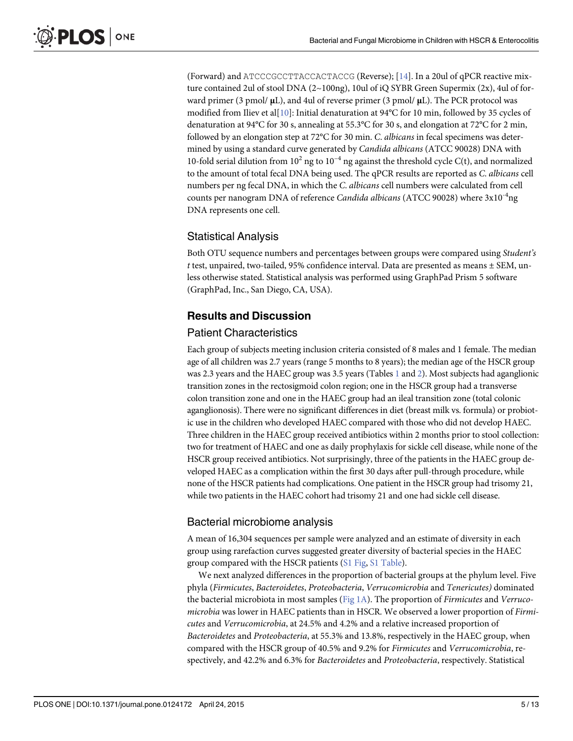(Forward) and ATCCCGCCTTACCACTACCG (Reverse); [14]. In a 20ul of qPCR reactive mixture contained 2ul of stool DNA (2~100ng), 10ul of iQ SYBR Green Supermix (2x), 4ul of forward primer (3 pmol/ μL), and 4ul of reverse primer (3 pmol/ μL). The PCR protocol was modified from Iliev et al[10]: Initial denaturation at 94°C for 10 min, followed by 35 cycles of denaturation at 94°C for 30 s, annealing at 55.3°C for 30 s, and elongation at 72°C for 2 min, followed by an elongation step at 72°C for 30 min. *C. albicans* in fecal specimens was determined by using a standard curve generated by *Candida albicans* (ATCC 90028) DNA with 10-fold serial dilution from $10^2$ ng to $10^{-4}$ ng against the threshold cycle C(t), and normalized to the amount of total fecal DNA being used. The qPCR results are reported as *C. albicans* cell numbers per ng fecal DNA, in which the *C. albicans* cell numbers were calculated from cell counts per nanogram DNA of reference *Candida albicans* (ATCC 90028) where $3 \times 10^{-4}$ng DNA represents one cell.

## Statistical Analysis

Both OTU sequence numbers and percentages between groups were compared using *Student's t* test, unpaired, two-tailed, 95% confidence interval. Data are presented as means ± SEM, unless otherwise stated. Statistical analysis was performed using GraphPad Prism 5 software (GraphPad, Inc., San Diego, CA, USA).

# Results and Discussion

## Patient Characteristics

Each group of subjects meeting inclusion criteria consisted of 8 males and 1 female. The median age of all children was 2.7 years (range 5 months to 8 years); the median age of the HSCR group was 2.3 years and the HAEC group was 3.5 years (Tables 1 and 2). Most subjects had aganglionic transition zones in the rectosigmoid colon region; one in the HSCR group had a transverse colon transition zone and one in the HAEC group had an ileal transition zone (total colonic aganglionosis). There were no significant differences in diet (breast milk vs. formula) or probiotic use in the children who developed HAEC compared with those who did not develop HAEC. Three children in the HAEC group received antibiotics within 2 months prior to stool collection: two for treatment of HAEC and one as daily prophylaxis for sickle cell disease, while none of the HSCR group received antibiotics. Not surprisingly, three of the patients in the HAEC group developed HAEC as a complication within the first 30 days after pull-through procedure, while none of the HSCR patients had complications. One patient in the HSCR group had trisomy 21, while two patients in the HAEC cohort had trisomy 21 and one had sickle cell disease.

## Bacterial microbiome analysis

A mean of 16,304 sequences per sample were analyzed and an estimate of diversity in each group using rarefaction curves suggested greater diversity of bacterial species in the HAEC group compared with the HSCR patients (S1 Fig, S1 Table).

We next analyzed differences in the proportion of bacterial groups at the phylum level. Five phyla (*Firmicutes*, *Bacteroidetes*, *Proteobacteria*, *Verrucomicrobia* and *Tenericutes)* dominated the bacterial microbiota in most samples (Fig 1A). The proportion of *Firmicutes* and *Verrucomicrobia* was lower in HAEC patients than in HSCR. We observed a lower proportion of *Firmicutes* and *Verrucomicrobia*, at 24.5% and 4.2% and a relative increased proportion of *Bacteroidetes* and *Proteobacteria*, at 55.3% and 13.8%, respectively in the HAEC group, when compared with the HSCR group of 40.5% and 9.2% for *Firmicutes* and *Verrucomicrobia*, respectively, and 42.2% and 6.3% for *Bacteroidetes* and *Proteobacteria*, respectively. Statistical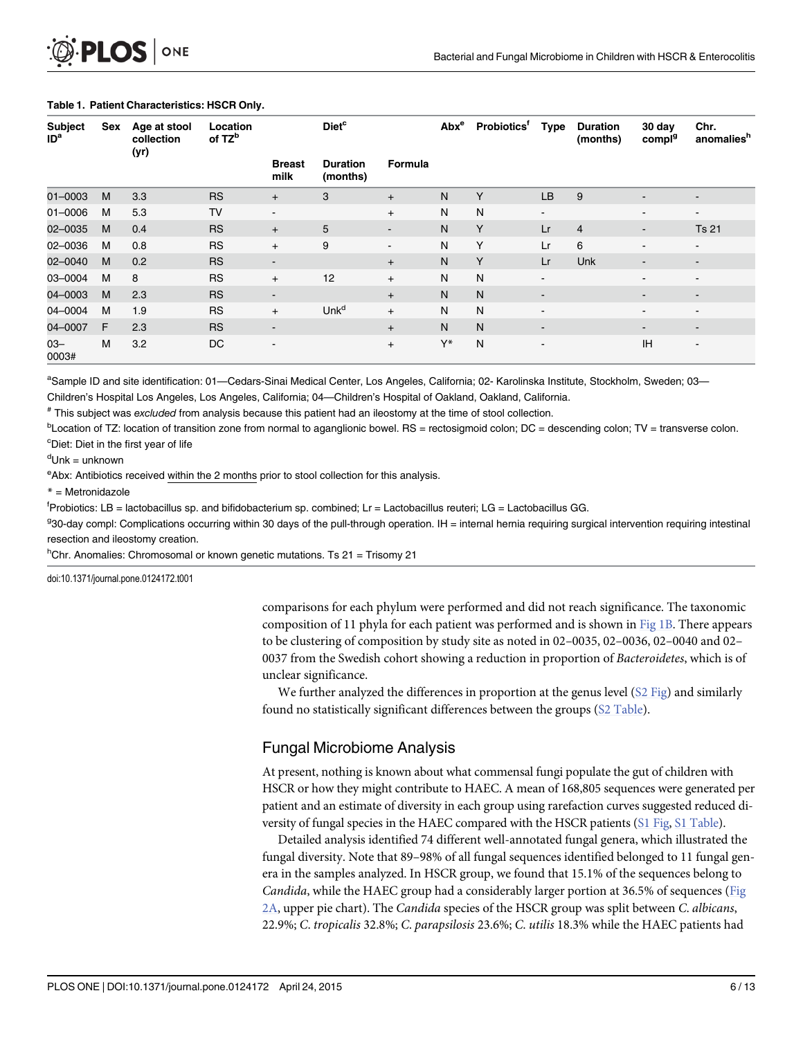**Table 1. Patient Characteristics: HSCR Only.**

| Subject ID[a] | Sex | Age at stool collection (yr) | Location of TZ[b] | Diet[c] | | | Abx[e] | Probiotics[f] | Type | Duration (months) | 30 day compl[g] | Chr. anomalies[h] |
|---|---|---|---|---|---|---|---|---|---|---|---|---|
| | | | | Breast milk | Duration (months) | Formula | | | | | | |
| 01–0003 | M | 3.3 | RS | + | 3 | + | N | Y | LB | 9 | - | - |
| 01–0006 | M | 5.3 | TV | - | | + | N | N | - | | - | - |
| 02–0035 | M | 0.4 | RS | + | 5 | - | N | Y | Lr | 4 | - | Ts 21 |
| 02–0036 | M | 0.8 | RS | + | 9 | - | N | Y | Lr | 6 | - | - |
| 02–0040 | M | 0.2 | RS | - | | + | N | Y | Lr | Unk | - | - |
| 03–0004 | M | 8 | RS | + | 12 | + | N | N | - | | - | - |
| 04–0003 | M | 2.3 | RS | - | | + | N | N | - | | - | - |
| 04–0004 | M | 1.9 | RS | + | Unk[d] | + | N | N | - | | - | - |
| 04–0007 | F | 2.3 | RS | - | | + | N | N | - | | - | - |
| 03–0003# | M | 3.2 | DC | - | | + | Y* | N | - | | IH | - |

[a]Sample ID and site identification: 01—Cedars-Sinai Medical Center, Los Angeles, California; 02- Karolinska Institute, Stockholm, Sweden; 03—Children's Hospital Los Angeles, Los Angeles, California; 04—Children's Hospital of Oakland, Oakland, California.

# This subject was *excluded* from analysis because this patient had an ileostomy at the time of stool collection.

[b]Location of TZ: location of transition zone from normal to aganglionic bowel. RS = rectosigmoid colon; DC = descending colon; TV = transverse colon.

[c]Diet: Diet in the first year of life

[d]Unk = unknown

[e]Abx: Antibiotics received within the 2 months prior to stool collection for this analysis.

* = Metronidazole

[f]Probiotics: LB = lactobacillus sp. and bifidobacterium sp. combined; Lr = Lactobacillus reuteri; LG = Lactobacillus GG.

[g]30-day compl: Complications occurring within 30 days of the pull-through operation. IH = internal hernia requiring surgical intervention requiring intestinal resection and ileostomy creation.

[h]Chr. Anomalies: Chromosomal or known genetic mutations. Ts 21 = Trisomy 21

doi:10.1371/journal.pone.0124172.t001

comparisons for each phylum were performed and did not reach significance. The taxonomic composition of 11 phyla for each patient was performed and is shown in Fig 1B. There appears to be clustering of composition by study site as noted in 02–0035, 02–0036, 02–0040 and 02–0037 from the Swedish cohort showing a reduction in proportion of *Bacteroidetes*, which is of unclear significance.

We further analyzed the differences in proportion at the genus level (S2 Fig) and similarly found no statistically significant differences between the groups (S2 Table).

## Fungal Microbiome Analysis

At present, nothing is known about what commensal fungi populate the gut of children with HSCR or how they might contribute to HAEC. A mean of 168,805 sequences were generated per patient and an estimate of diversity in each group using rarefaction curves suggested reduced diversity of fungal species in the HAEC compared with the HSCR patients (S1 Fig, S1 Table).

Detailed analysis identified 74 different well-annotated fungal genera, which illustrated the fungal diversity. Note that 89–98% of all fungal sequences identified belonged to 11 fungal genera in the samples analyzed. In HSCR group, we found that 15.1% of the sequences belong to *Candida*, while the HAEC group had a considerably larger portion at 36.5% of sequences (Fig 2A, upper pie chart). The *Candida* species of the HSCR group was split between *C. albicans*, 22.9%; *C. tropicalis* 32.8%; *C. parapsilosis* 23.6%; *C. utilis* 18.3% while the HAEC patients had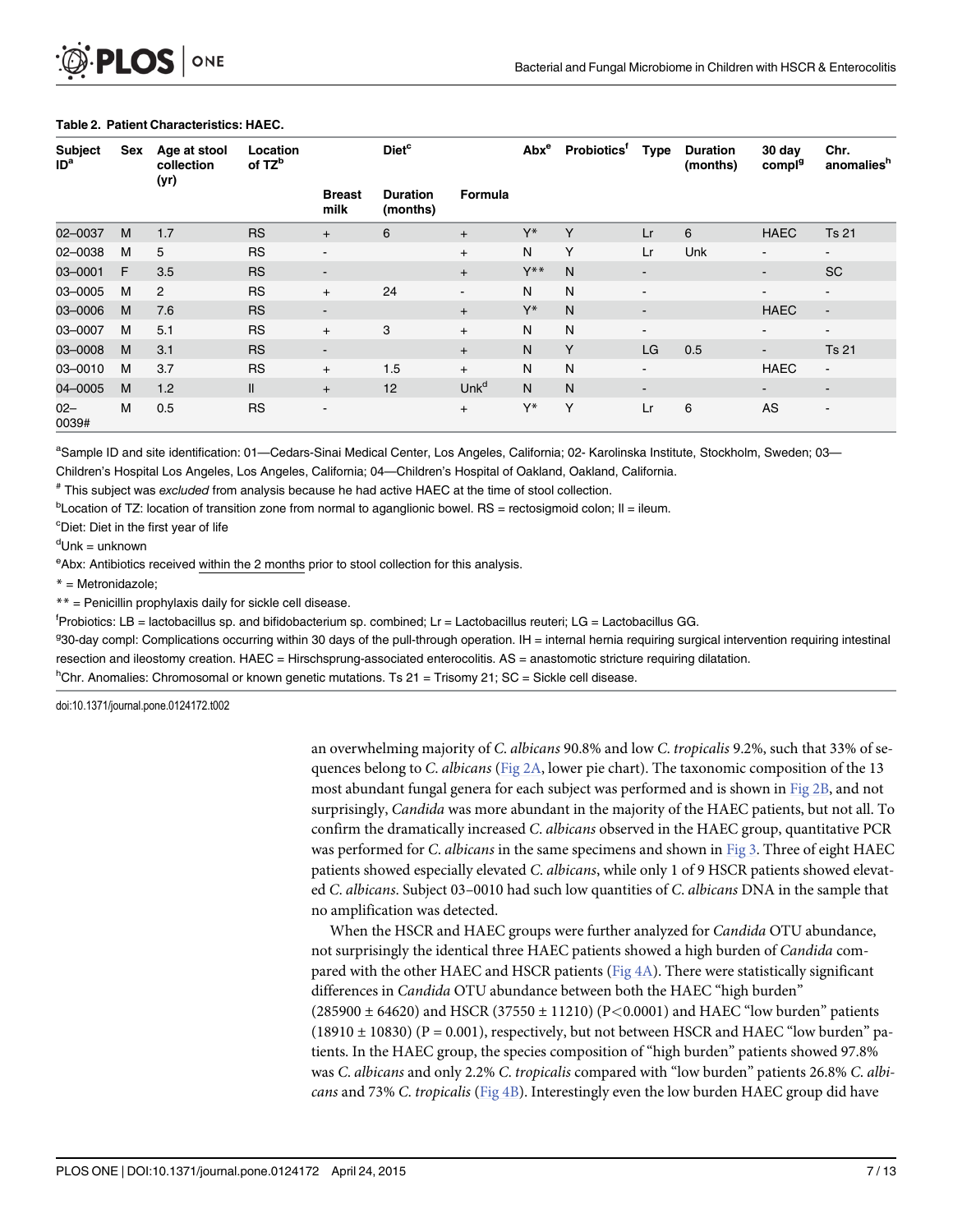**Table 2. Patient Characteristics: HAEC.**

| Subject ID[a] | Sex | Age at stool collection (yr) | Location of TZ[b] | Diet[c] | | | Abx[e] | Probiotics[f] | Type | Duration (months) | 30 day compl[g] | Chr. anomalies[h] |
|---|---|---|---|---|---|---|---|---|---|---|---|---|
| | | | | Breast milk | Duration (months) | Formula | | | | | | |
| 02–0037 | M | 1.7 | RS | + | 6 | + | Y* | Y | Lr | 6 | HAEC | Ts 21 |
| 02–0038 | M | 5 | RS | - | | + | N | Y | Lr | Unk | - | - |
| 03–0001 | F | 3.5 | RS | - | | + | Y** | N | - | | - | SC |
| 03–0005 | M | 2 | RS | + | 24 | - | N | N | - | | - | - |
| 03–0006 | M | 7.6 | RS | - | | + | Y* | N | - | | HAEC | - |
| 03–0007 | M | 5.1 | RS | + | 3 | + | N | N | - | | - | - |
| 03–0008 | M | 3.1 | RS | - | | + | N | Y | LG | 0.5 | - | Ts 21 |
| 03–0010 | M | 3.7 | RS | + | 1.5 | + | N | N | - | | HAEC | - |
| 04–0005 | M | 1.2 | Il | + | 12 | Unk[d] | N | N | - | | - | - |
| 02–0039# | M | 0.5 | RS | - | | + | Y* | Y | Lr | 6 | AS | - |

[a]Sample ID and site identification: 01—Cedars-Sinai Medical Center, Los Angeles, California; 02- Karolinska Institute, Stockholm, Sweden; 03—Children's Hospital Los Angeles, Los Angeles, California; 04—Children's Hospital of Oakland, Oakland, California.

# This subject was *excluded* from analysis because he had active HAEC at the time of stool collection.

[b]Location of TZ: location of transition zone from normal to aganglionic bowel. RS = rectosigmoid colon; Il = ileum.

[c]Diet: Diet in the first year of life

[d]Unk = unknown

[e]Abx: Antibiotics received within the 2 months prior to stool collection for this analysis.

* = Metronidazole;

** = Penicillin prophylaxis daily for sickle cell disease.

[f]Probiotics: LB = lactobacillus sp. and bifidobacterium sp. combined; Lr = Lactobacillus reuteri; LG = Lactobacillus GG.

[g]30-day compl: Complications occurring within 30 days of the pull-through operation. IH = internal hernia requiring surgical intervention requiring intestinal resection and ileostomy creation. HAEC = Hirschsprung-associated enterocolitis. AS = anastomotic stricture requiring dilatation.

[h]Chr. Anomalies: Chromosomal or known genetic mutations. Ts 21 = Trisomy 21; SC = Sickle cell disease.

doi:10.1371/journal.pone.0124172.t002

an overwhelming majority of *C. albicans* 90.8% and low *C. tropicalis* 9.2%, such that 33% of sequences belong to *C. albicans* (Fig 2A, lower pie chart). The taxonomic composition of the 13 most abundant fungal genera for each subject was performed and is shown in Fig 2B, and not surprisingly, *Candida* was more abundant in the majority of the HAEC patients, but not all. To confirm the dramatically increased *C. albicans* observed in the HAEC group, quantitative PCR was performed for *C. albicans* in the same specimens and shown in Fig 3. Three of eight HAEC patients showed especially elevated *C. albicans*, while only 1 of 9 HSCR patients showed elevated *C. albicans*. Subject 03–0010 had such low quantities of *C. albicans* DNA in the sample that no amplification was detected.

When the HSCR and HAEC groups were further analyzed for *Candida* OTU abundance, not surprisingly the identical three HAEC patients showed a high burden of *Candida* compared with the other HAEC and HSCR patients (Fig 4A). There were statistically significant differences in *Candida* OTU abundance between both the HAEC "high burden" (285900 ± 64620) and HSCR (37550 ± 11210) ($P<0.0001$) and HAEC "low burden" patients (18910 ± 10830) ($P = 0.001$), respectively, but not between HSCR and HAEC "low burden" patients. In the HAEC group, the species composition of "high burden" patients showed 97.8% was *C. albicans* and only 2.2% *C. tropicalis* compared with "low burden" patients 26.8% *C. albicans* and 73% *C. tropicalis* (Fig 4B). Interestingly even the low burden HAEC group did have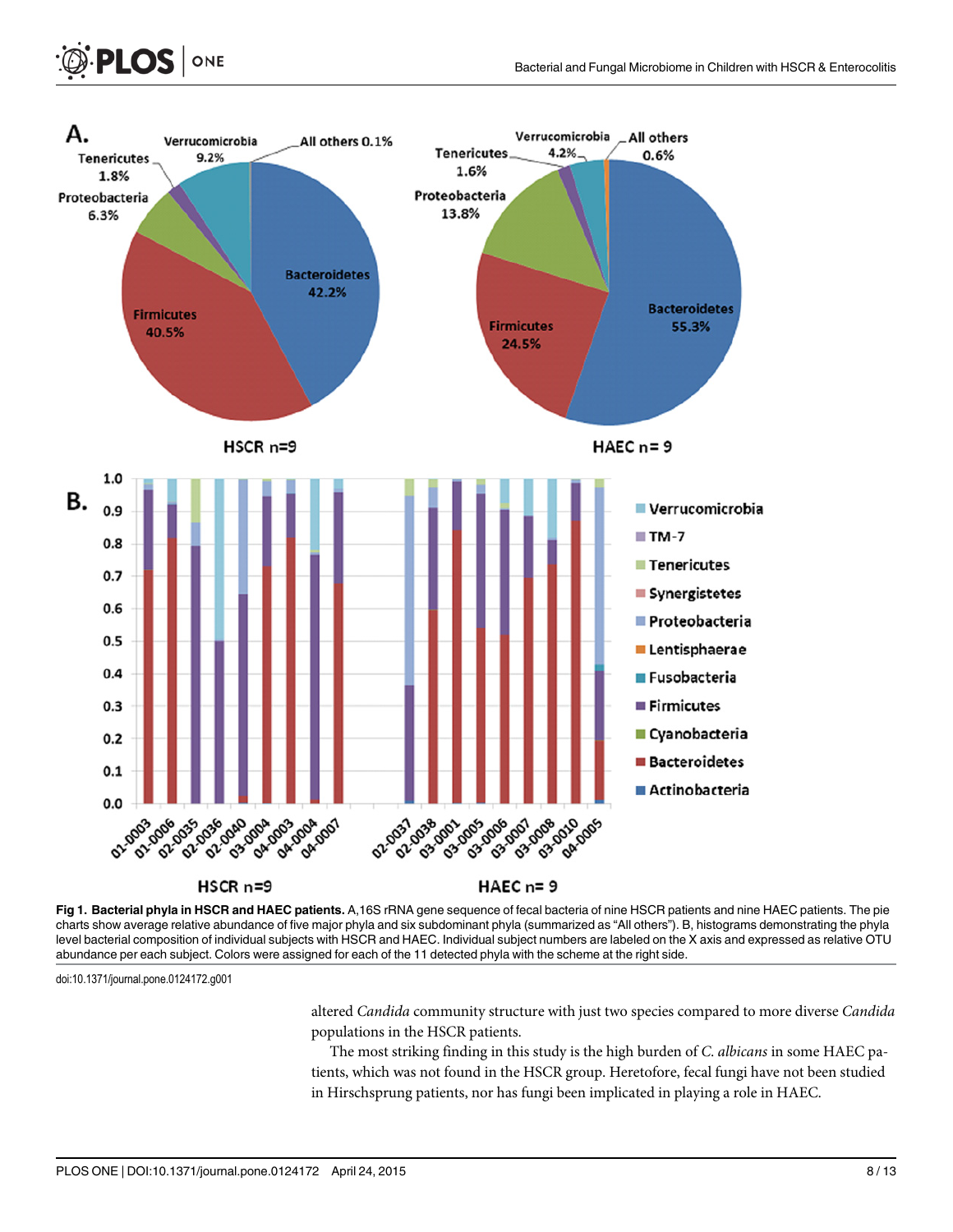**Fig 1. Bacterial phyla in HSCR and HAEC patients.** A,16S rRNA gene sequence of fecal bacteria of nine HSCR patients and nine HAEC patients. The pie charts show average relative abundance of five major phyla and six subdominant phyla (summarized as "All others"). B, histograms demonstrating the phyla level bacterial composition of individual subjects with HSCR and HAEC. Individual subject numbers are labeled on the X axis and expressed as relative OTU abundance per each subject. Colors were assigned for each of the 11 detected phyla with the scheme at the right side.

doi:10.1371/journal.pone.0124172.g001

altered *Candida* community structure with just two species compared to more diverse *Candida* populations in the HSCR patients.

The most striking finding in this study is the high burden of *C. albicans* in some HAEC patients, which was not found in the HSCR group. Heretofore, fecal fungi have not been studied in Hirschsprung patients, nor has fungi been implicated in playing a role in HAEC.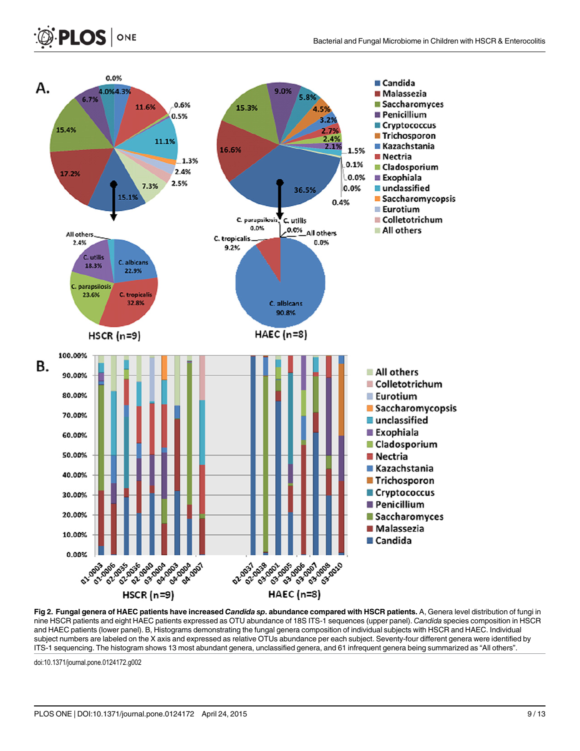**Fig 2. Fungal genera of HAEC patients have increased *Candida sp.* abundance compared with HSCR patients.** A, Genera level distribution of fungi in nine HSCR patients and eight HAEC patients expressed as OTU abundance of 18S ITS-1 sequences (upper panel). *Candida* species composition in HSCR and HAEC patients (lower panel). B, Histograms demonstrating the fungal genera composition of individual subjects with HSCR and HAEC. Individual subject numbers are labeled on the X axis and expressed as relative OTUs abundance per each subject. Seventy-four different genera were identified by ITS-1 sequencing. The histogram shows 13 most abundant genera, unclassified genera, and 61 infrequent genera being summarized as "All others".

doi:10.1371/journal.pone.0124172.g002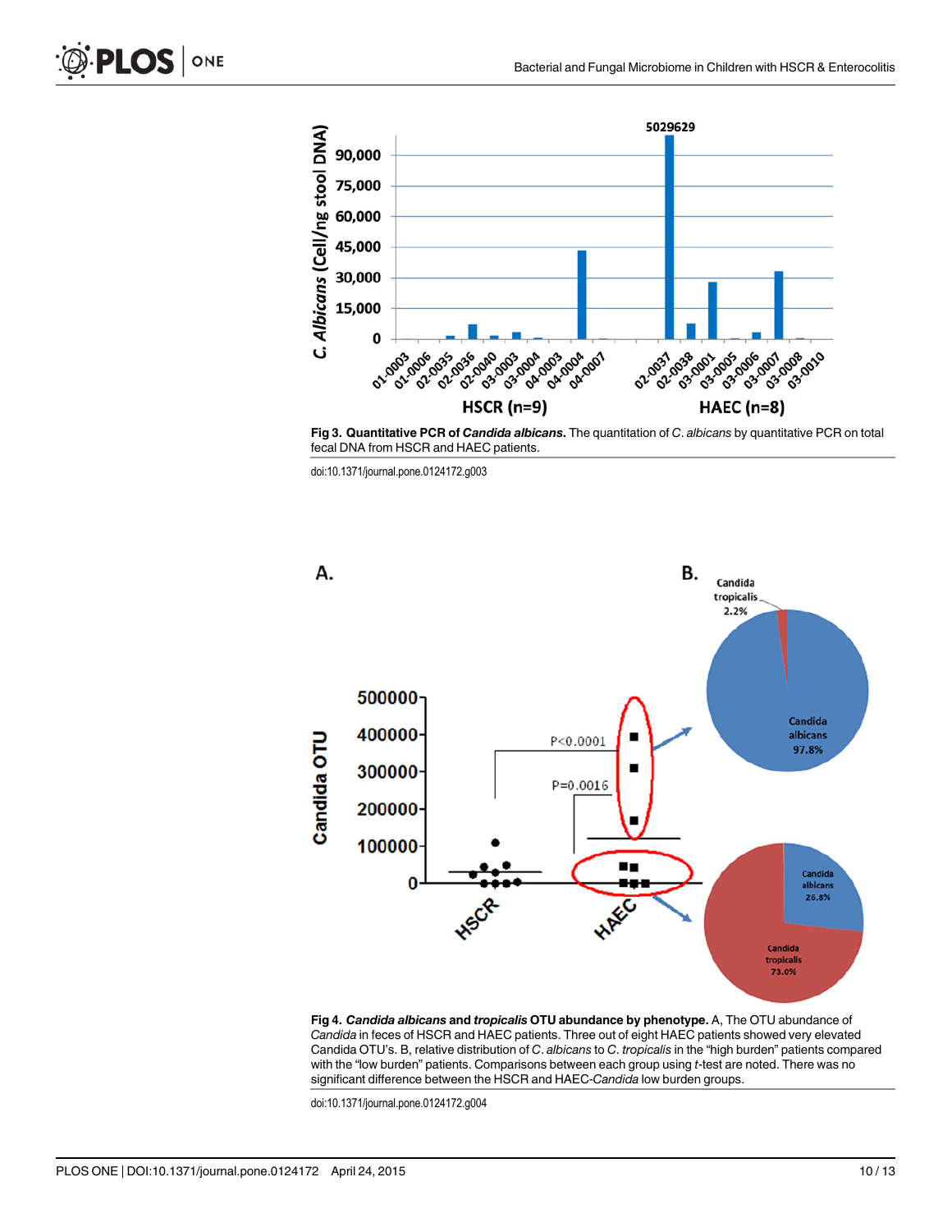**Fig 3. Quantitative PCR of *Candida albicans*.** The quantitation of *C*. *albicans* by quantitative PCR on total fecal DNA from HSCR and HAEC patients.

doi:10.1371/journal.pone.0124172.g003

**Fig 4. *Candida albicans* and *tropicalis* OTU abundance by phenotype.** A, The OTU abundance of *Candida* in feces of HSCR and HAEC patients. Three out of eight HAEC patients showed very elevated Candida OTU's. B, relative distribution of *C*. *albicans* to *C*. *tropicalis* in the "high burden" patients compared with the "low burden" patients. Comparisons between each group using *t*-test are noted. There was no significant difference between the HSCR and HAEC-*Candida* low burden groups.

doi:10.1371/journal.pone.0124172.g004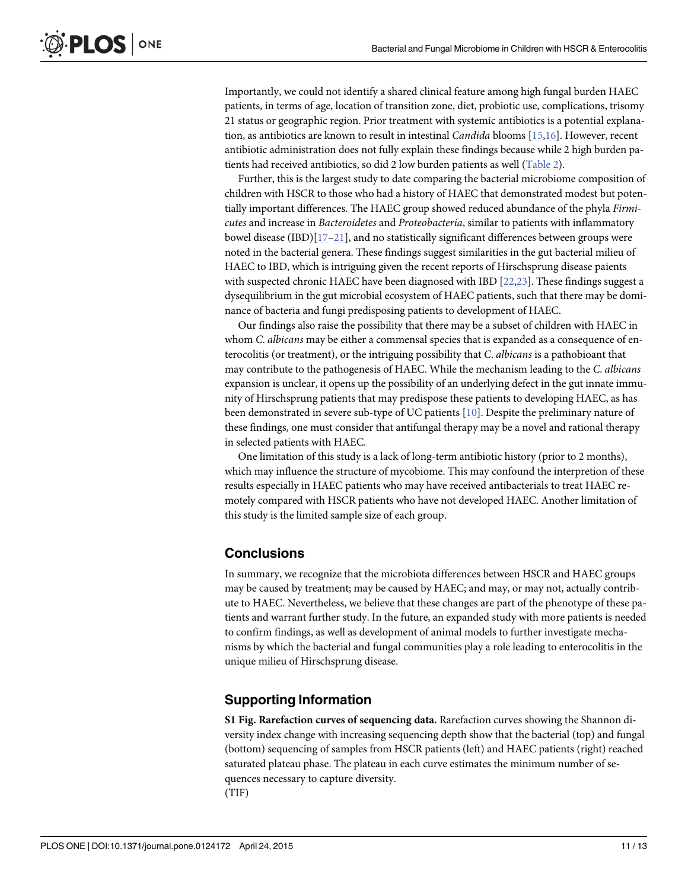Importantly, we could not identify a shared clinical feature among high fungal burden HAEC patients, in terms of age, location of transition zone, diet, probiotic use, complications, trisomy 21 status or geographic region. Prior treatment with systemic antibiotics is a potential explanation, as antibiotics are known to result in intestinal *Candida* blooms [15,16]. However, recent antibiotic administration does not fully explain these findings because while 2 high burden patients had received antibiotics, so did 2 low burden patients as well (Table 2).

Further, this is the largest study to date comparing the bacterial microbiome composition of children with HSCR to those who had a history of HAEC that demonstrated modest but potentially important differences. The HAEC group showed reduced abundance of the phyla *Firmicutes* and increase in *Bacteroidetes* and *Proteobacteria*, similar to patients with inflammatory bowel disease (IBD)[17–21], and no statistically significant differences between groups were noted in the bacterial genera. These findings suggest similarities in the gut bacterial milieu of HAEC to IBD, which is intriguing given the recent reports of Hirschsprung disease paients with suspected chronic HAEC have been diagnosed with IBD [22,23]. These findings suggest a dysequilibrium in the gut microbial ecosystem of HAEC patients, such that there may be dominance of bacteria and fungi predisposing patients to development of HAEC.

Our findings also raise the possibility that there may be a subset of children with HAEC in whom *C. albicans* may be either a commensal species that is expanded as a consequence of enterocolitis (or treatment), or the intriguing possibility that *C. albicans* is a pathobioant that may contribute to the pathogenesis of HAEC. While the mechanism leading to the *C. albicans* expansion is unclear, it opens up the possibility of an underlying defect in the gut innate immunity of Hirschsprung patients that may predispose these patients to developing HAEC, as has been demonstrated in severe sub-type of UC patients [10]. Despite the preliminary nature of these findings, one must consider that antifungal therapy may be a novel and rational therapy in selected patients with HAEC.

One limitation of this study is a lack of long-term antibiotic history (prior to 2 months), which may influence the structure of mycobiome. This may confound the interpretion of these results especially in HAEC patients who may have received antibacterials to treat HAEC remotely compared with HSCR patients who have not developed HAEC. Another limitation of this study is the limited sample size of each group.

## Conclusions

In summary, we recognize that the microbiota differences between HSCR and HAEC groups may be caused by treatment; may be caused by HAEC; and may, or may not, actually contribute to HAEC. Nevertheless, we believe that these changes are part of the phenotype of these patients and warrant further study. In the future, an expanded study with more patients is needed to confirm findings, as well as development of animal models to further investigate mechanisms by which the bacterial and fungal communities play a role leading to enterocolitis in the unique milieu of Hirschsprung disease.

## Supporting Information

**S1 Fig. Rarefaction curves of sequencing data.** Rarefaction curves showing the Shannon diversity index change with increasing sequencing depth show that the bacterial (top) and fungal (bottom) sequencing of samples from HSCR patients (left) and HAEC patients (right) reached saturated plateau phase. The plateau in each curve estimates the minimum number of sequences necessary to capture diversity.
(TIF)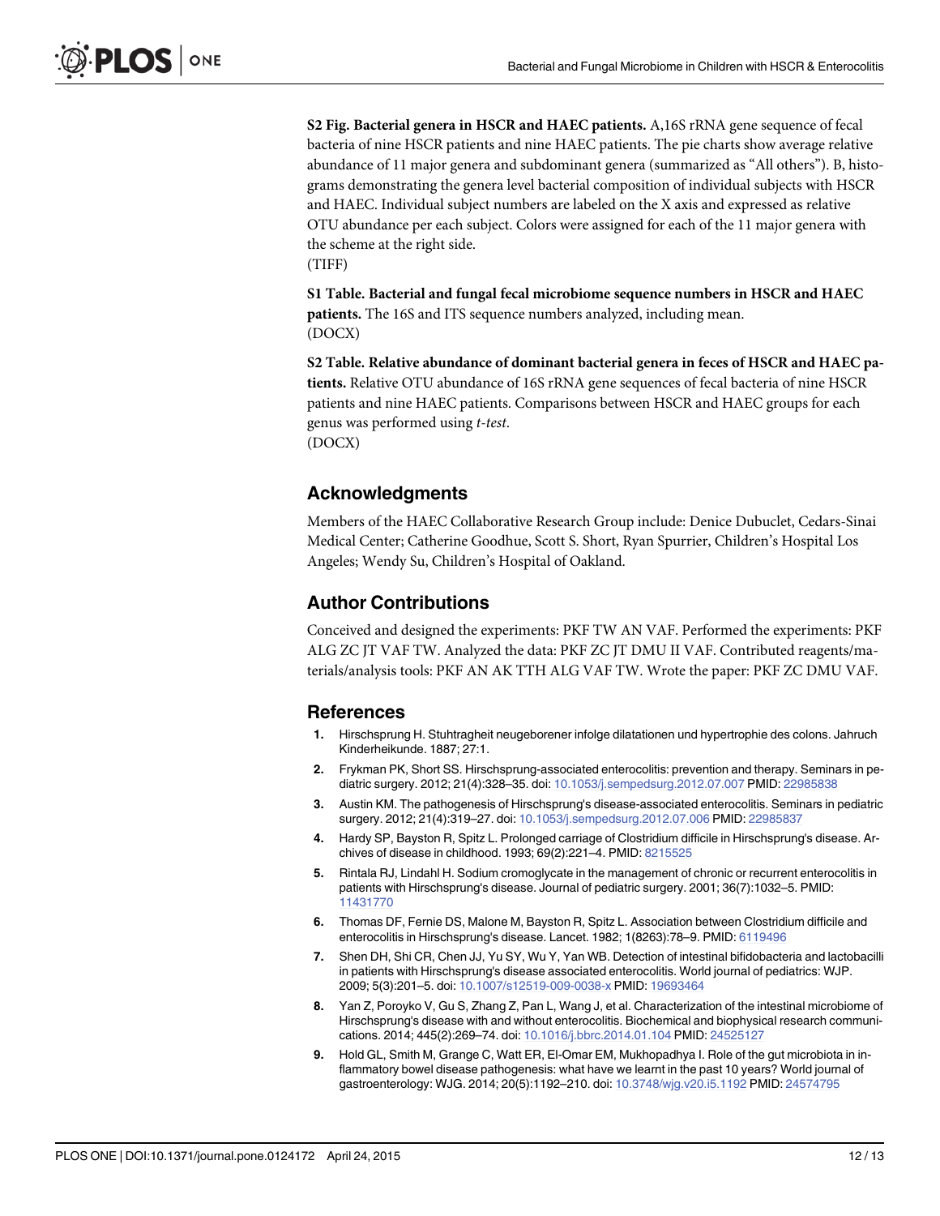**S2 Fig. Bacterial genera in HSCR and HAEC patients.** A,16S rRNA gene sequence of fecal bacteria of nine HSCR patients and nine HAEC patients. The pie charts show average relative abundance of 11 major genera and subdominant genera (summarized as "All others"). B, histograms demonstrating the genera level bacterial composition of individual subjects with HSCR and HAEC. Individual subject numbers are labeled on the X axis and expressed as relative OTU abundance per each subject. Colors were assigned for each of the 11 major genera with the scheme at the right side.
(TIFF)

**S1 Table. Bacterial and fungal fecal microbiome sequence numbers in HSCR and HAEC patients.** The 16S and ITS sequence numbers analyzed, including mean.
(DOCX)

**S2 Table. Relative abundance of dominant bacterial genera in feces of HSCR and HAEC patients.** Relative OTU abundance of 16S rRNA gene sequences of fecal bacteria of nine HSCR patients and nine HAEC patients. Comparisons between HSCR and HAEC groups for each genus was performed using *t-test*.
(DOCX)

## Acknowledgments

Members of the HAEC Collaborative Research Group include: Denice Dubuclet, Cedars-Sinai Medical Center; Catherine Goodhue, Scott S. Short, Ryan Spurrier, Children's Hospital Los Angeles; Wendy Su, Children's Hospital of Oakland.

## Author Contributions

Conceived and designed the experiments: PKF TW AN VAF. Performed the experiments: PKF ALG ZC JT VAF TW. Analyzed the data: PKF ZC JT DMU II VAF. Contributed reagents/materials/analysis tools: PKF AN AK TTH ALG VAF TW. Wrote the paper: PKF ZC DMU VAF.

## References

1. Hirschsprung H. Stuhtragheit neugeborener infolge dilatationen und hypertrophie des colons. Jahruch Kinderheikunde. 1887; 27:1.
2. Frykman PK, Short SS. Hirschsprung-associated enterocolitis: prevention and therapy. Seminars in pediatric surgery. 2012; 21(4):328–35. doi: 10.1053/j.sempedsurg.2012.07.007 PMID: 22985838
3. Austin KM. The pathogenesis of Hirschsprung's disease-associated enterocolitis. Seminars in pediatric surgery. 2012; 21(4):319–27. doi: 10.1053/j.sempedsurg.2012.07.006 PMID: 22985837
4. Hardy SP, Bayston R, Spitz L. Prolonged carriage of Clostridium difficile in Hirschsprung's disease. Archives of disease in childhood. 1993; 69(2):221–4. PMID: 8215525
5. Rintala RJ, Lindahl H. Sodium cromoglycate in the management of chronic or recurrent enterocolitis in patients with Hirschsprung's disease. Journal of pediatric surgery. 2001; 36(7):1032–5. PMID: 11431770
6. Thomas DF, Fernie DS, Malone M, Bayston R, Spitz L. Association between Clostridium difficile and enterocolitis in Hirschsprung's disease. Lancet. 1982; 1(8263):78–9. PMID: 6119496
7. Shen DH, Shi CR, Chen JJ, Yu SY, Wu Y, Yan WB. Detection of intestinal bifidobacteria and lactobacilli in patients with Hirschsprung's disease associated enterocolitis. World journal of pediatrics: WJP. 2009; 5(3):201–5. doi: 10.1007/s12519-009-0038-x PMID: 19693464
8. Yan Z, Poroyko V, Gu S, Zhang Z, Pan L, Wang J, et al. Characterization of the intestinal microbiome of Hirschsprung's disease with and without enterocolitis. Biochemical and biophysical research communications. 2014; 445(2):269–74. doi: 10.1016/j.bbrc.2014.01.104 PMID: 24525127
9. Hold GL, Smith M, Grange C, Watt ER, El-Omar EM, Mukhopadhya I. Role of the gut microbiota in inflammatory bowel disease pathogenesis: what have we learnt in the past 10 years? World journal of gastroenterology: WJG. 2014; 20(5):1192–210. doi: 10.3748/wjg.v20.i5.1192 PMID: 24574795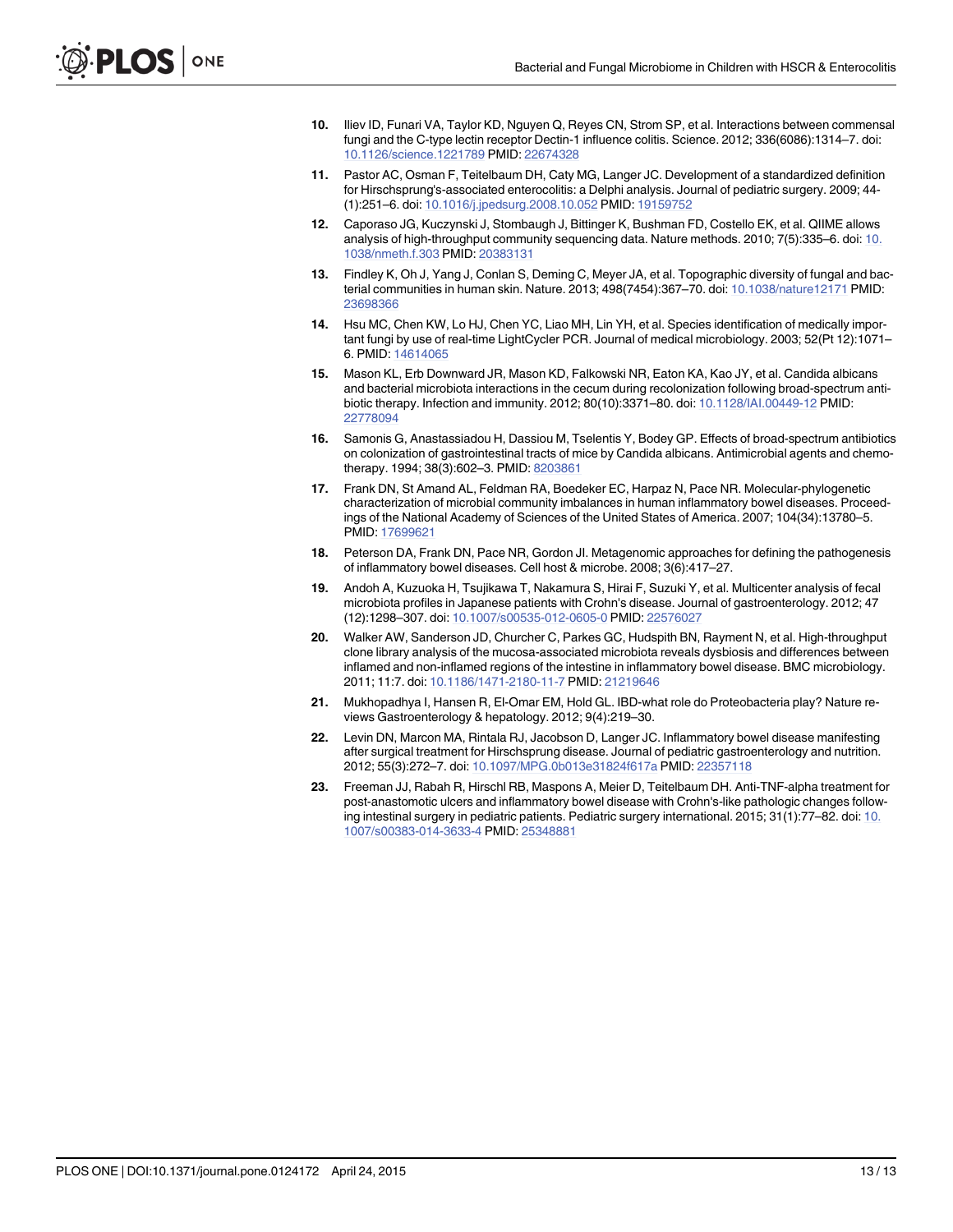10. Iliev ID, Funari VA, Taylor KD, Nguyen Q, Reyes CN, Strom SP, et al. Interactions between commensal fungi and the C-type lectin receptor Dectin-1 influence colitis. Science. 2012; 336(6086):1314–7. doi: 10.1126/science.1221789 PMID: 22674328

11. Pastor AC, Osman F, Teitelbaum DH, Caty MG, Langer JC. Development of a standardized definition for Hirschsprung's-associated enterocolitis: a Delphi analysis. Journal of pediatric surgery. 2009; 44(1):251–6. doi: 10.1016/j.jpedsurg.2008.10.052 PMID: 19159752

12. Caporaso JG, Kuczynski J, Stombaugh J, Bittinger K, Bushman FD, Costello EK, et al. QIIME allows analysis of high-throughput community sequencing data. Nature methods. 2010; 7(5):335–6. doi: 10.1038/nmeth.f.303 PMID: 20383131

13. Findley K, Oh J, Yang J, Conlan S, Deming C, Meyer JA, et al. Topographic diversity of fungal and bacterial communities in human skin. Nature. 2013; 498(7454):367–70. doi: 10.1038/nature12171 PMID: 23698366

14. Hsu MC, Chen KW, Lo HJ, Chen YC, Liao MH, Lin YH, et al. Species identification of medically important fungi by use of real-time LightCycler PCR. Journal of medical microbiology. 2003; 52(Pt 12):1071–6. PMID: 14614065

15. Mason KL, Erb Downward JR, Mason KD, Falkowski NR, Eaton KA, Kao JY, et al. Candida albicans and bacterial microbiota interactions in the cecum during recolonization following broad-spectrum antibiotic therapy. Infection and immunity. 2012; 80(10):3371–80. doi: 10.1128/IAI.00449-12 PMID: 22778094

16. Samonis G, Anastassiadou H, Dassiou M, Tselentis Y, Bodey GP. Effects of broad-spectrum antibiotics on colonization of gastrointestinal tracts of mice by Candida albicans. Antimicrobial agents and chemotherapy. 1994; 38(3):602–3. PMID: 8203861

17. Frank DN, St Amand AL, Feldman RA, Boedeker EC, Harpaz N, Pace NR. Molecular-phylogenetic characterization of microbial community imbalances in human inflammatory bowel diseases. Proceedings of the National Academy of Sciences of the United States of America. 2007; 104(34):13780–5. PMID: 17699621

18. Peterson DA, Frank DN, Pace NR, Gordon JI. Metagenomic approaches for defining the pathogenesis of inflammatory bowel diseases. Cell host & microbe. 2008; 3(6):417–27.

19. Andoh A, Kuzuoka H, Tsujikawa T, Nakamura S, Hirai F, Suzuki Y, et al. Multicenter analysis of fecal microbiota profiles in Japanese patients with Crohn's disease. Journal of gastroenterology. 2012; 47(12):1298–307. doi: 10.1007/s00535-012-0605-0 PMID: 22576027

20. Walker AW, Sanderson JD, Churcher C, Parkes GC, Hudspith BN, Rayment N, et al. High-throughput clone library analysis of the mucosa-associated microbiota reveals dysbiosis and differences between inflamed and non-inflamed regions of the intestine in inflammatory bowel disease. BMC microbiology. 2011; 11:7. doi: 10.1186/1471-2180-11-7 PMID: 21219646

21. Mukhopadhya I, Hansen R, El-Omar EM, Hold GL. IBD-what role do Proteobacteria play? Nature reviews Gastroenterology & hepatology. 2012; 9(4):219–30.

22. Levin DN, Marcon MA, Rintala RJ, Jacobson D, Langer JC. Inflammatory bowel disease manifesting after surgical treatment for Hirschsprung disease. Journal of pediatric gastroenterology and nutrition. 2012; 55(3):272–7. doi: 10.1097/MPG.0b013e31824f617a PMID: 22357118

23. Freeman JJ, Rabah R, Hirschl RB, Maspons A, Meier D, Teitelbaum DH. Anti-TNF-alpha treatment for post-anastomotic ulcers and inflammatory bowel disease with Crohn's-like pathologic changes following intestinal surgery in pediatric patients. Pediatric surgery international. 2015; 31(1):77–82. doi: 10.1007/s00383-014-3633-4 PMID: 25348881